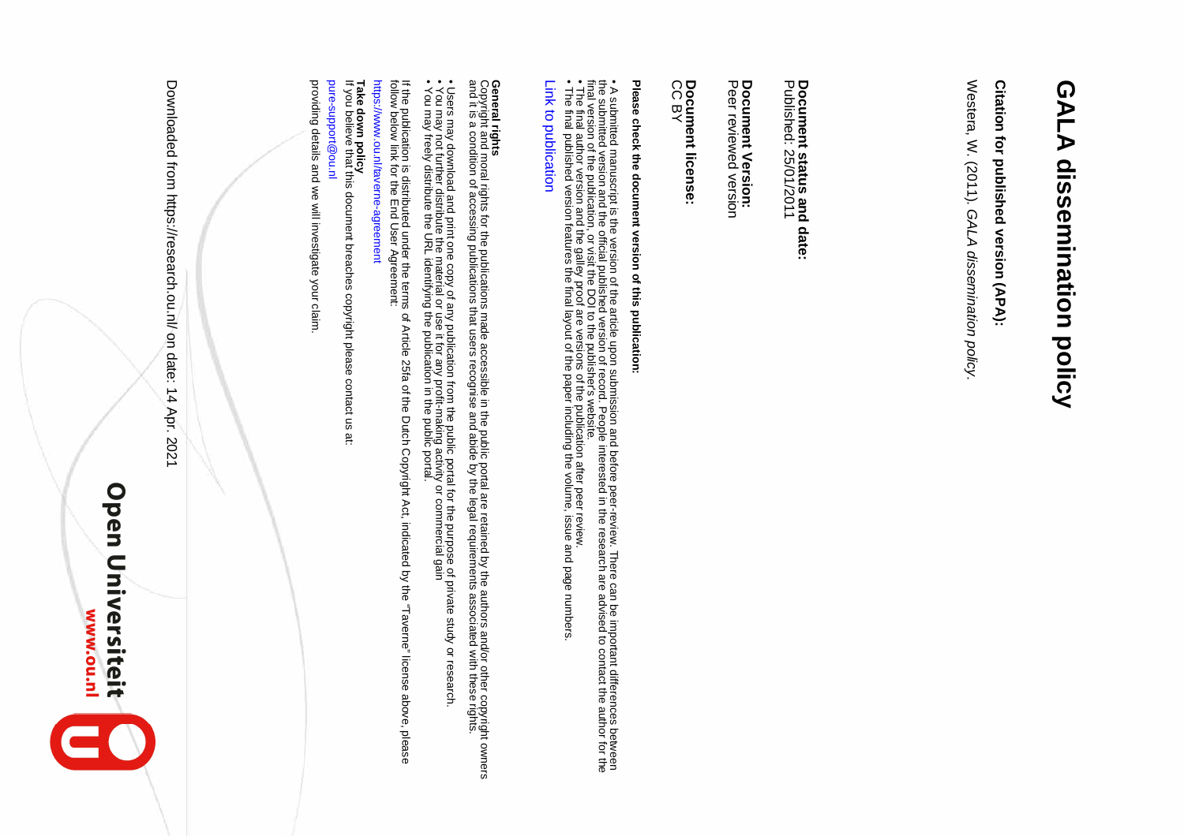# GALA dissemination policy

**Citation for published version (APA):**

Westera, W. (2011). *GALA dissemination policy*.

**Document status and date:**
Published: 25/01/2011

**Document Version:**
Peer reviewed version

**Document license:**
CC BY

**Please check the document version of this publication:**

- A submitted manuscript is the version of the article upon submission and before peer-review. There can be important differences between the submitted version and the official published version of record. People interested in the research are advised to contact the author for the final version of the publication, or visit the DOI to the publisher's website.
- The final author version and the galley proof are versions of the publication after peer review.
- The final published version features the final layout of the paper including the volume, issue and page numbers.

Link to publication

**General rights**
Copyright and moral rights for the publications made accessible in the public portal are retained by the authors and/or other copyright owners and it is a condition of accessing publications that users recognise and abide by the legal requirements associated with these rights.

- Users may download and print one copy of any publication from the public portal for the purpose of private study or research.
- You may not further distribute the material or use it for any profit-making activity or commercial gain
- You may freely distribute the URL identifying the publication in the public portal.

If the publication is distributed under the terms of Article 25fa of the Dutch Copyright Act, indicated by the "Taverne" license above, please follow below link for the End User Agreement:

https://www.ou.nl/taverne-agreement

**Take down policy**
If you believe that this document breaches copyright please contact us at:

pure-support@ou.nl

providing details and we will investigate your claim.

Downloaded from https://research.ou.nl/ on date: 14 Apr. 2021

**Open Universiteit**
www.ou.nl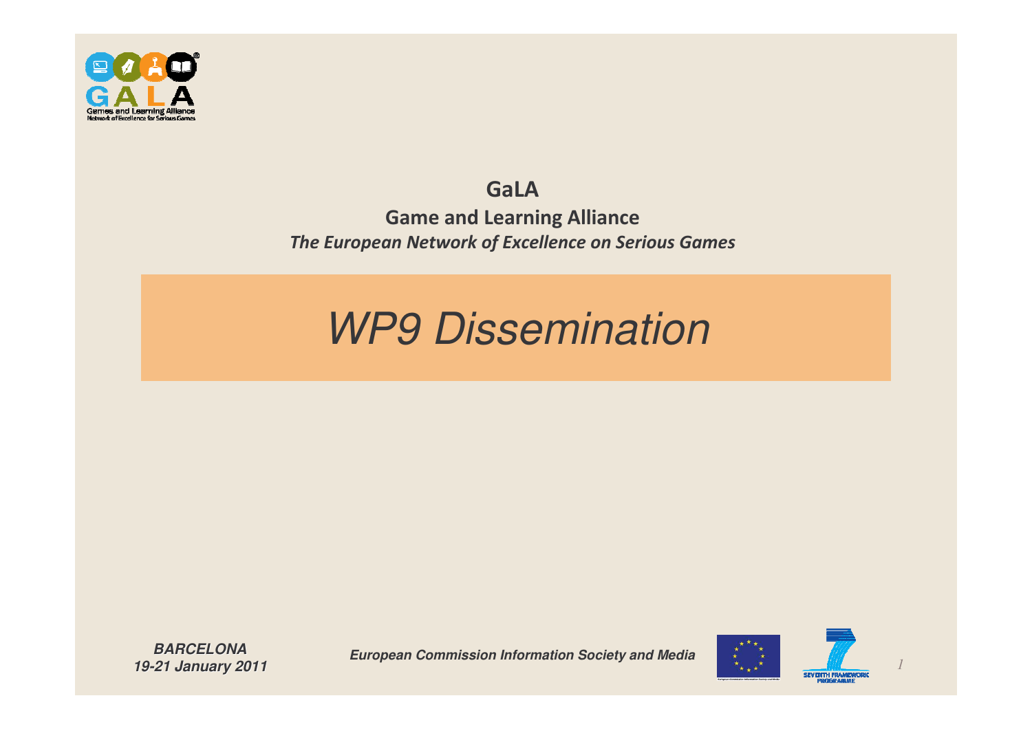**GaLA**

**Game and Learning Alliance**

***The European Network of Excellence on Serious Games***

# *WP9 Dissemination*

***BARCELONA***
***19-21 January 2011***

***European Commission Information Society and Media***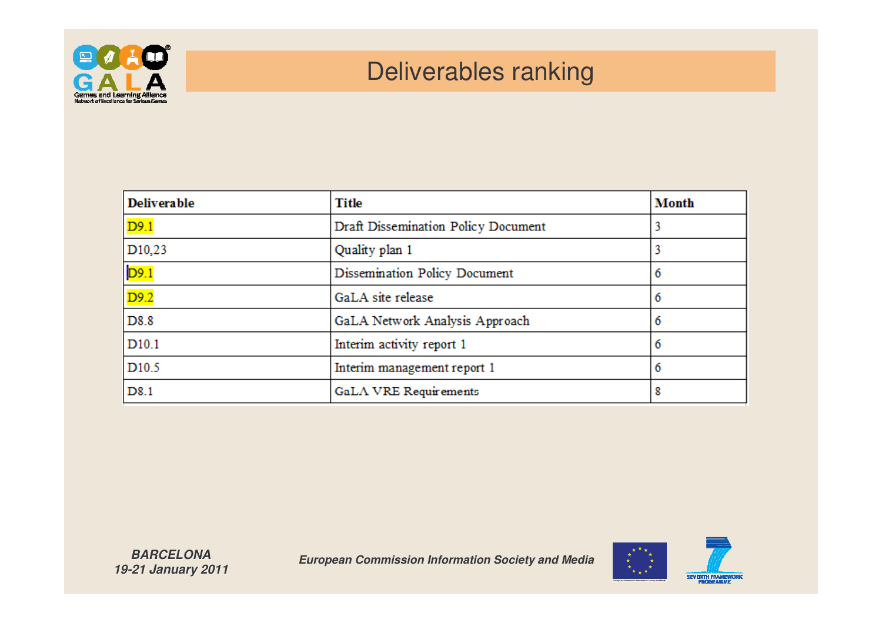# Deliverables ranking

| Deliverable | Title | Month |
|---|---|---|
| D9.1 | Draft Dissemination Policy Document | 3 |
| D10,23 | Quality plan 1 | 3 |
| D9.1 | Dissemination Policy Document | 6 |
| D9.2 | GaLA site release | 6 |
| D8.8 | GaLA Network Analysis Approach | 6 |
| D10.1 | Interim activity report 1 | 6 |
| D10.5 | Interim management report 1 | 6 |
| D8.1 | GaLA VRE Requirements | 8 |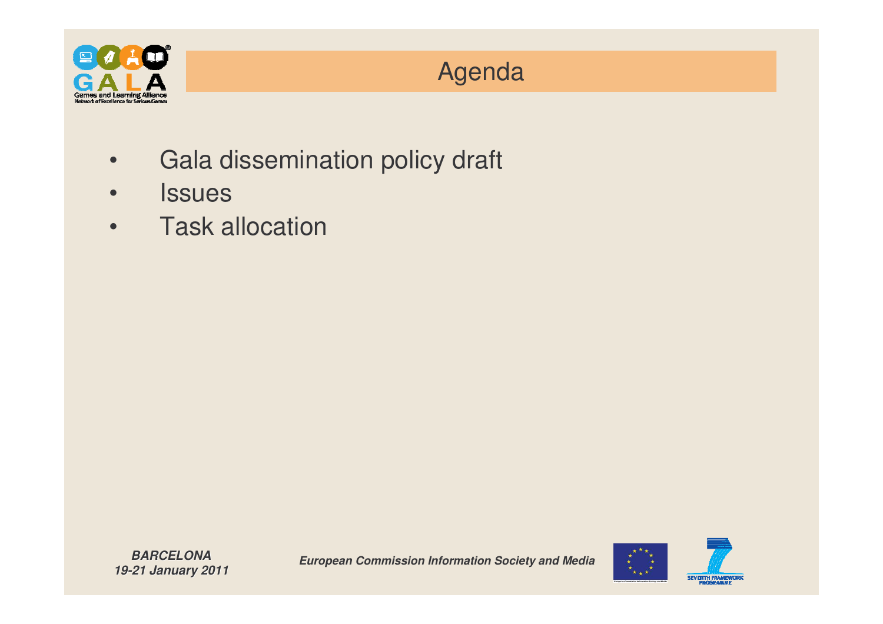# Agenda

- Gala dissemination policy draft
- Issues
- Task allocation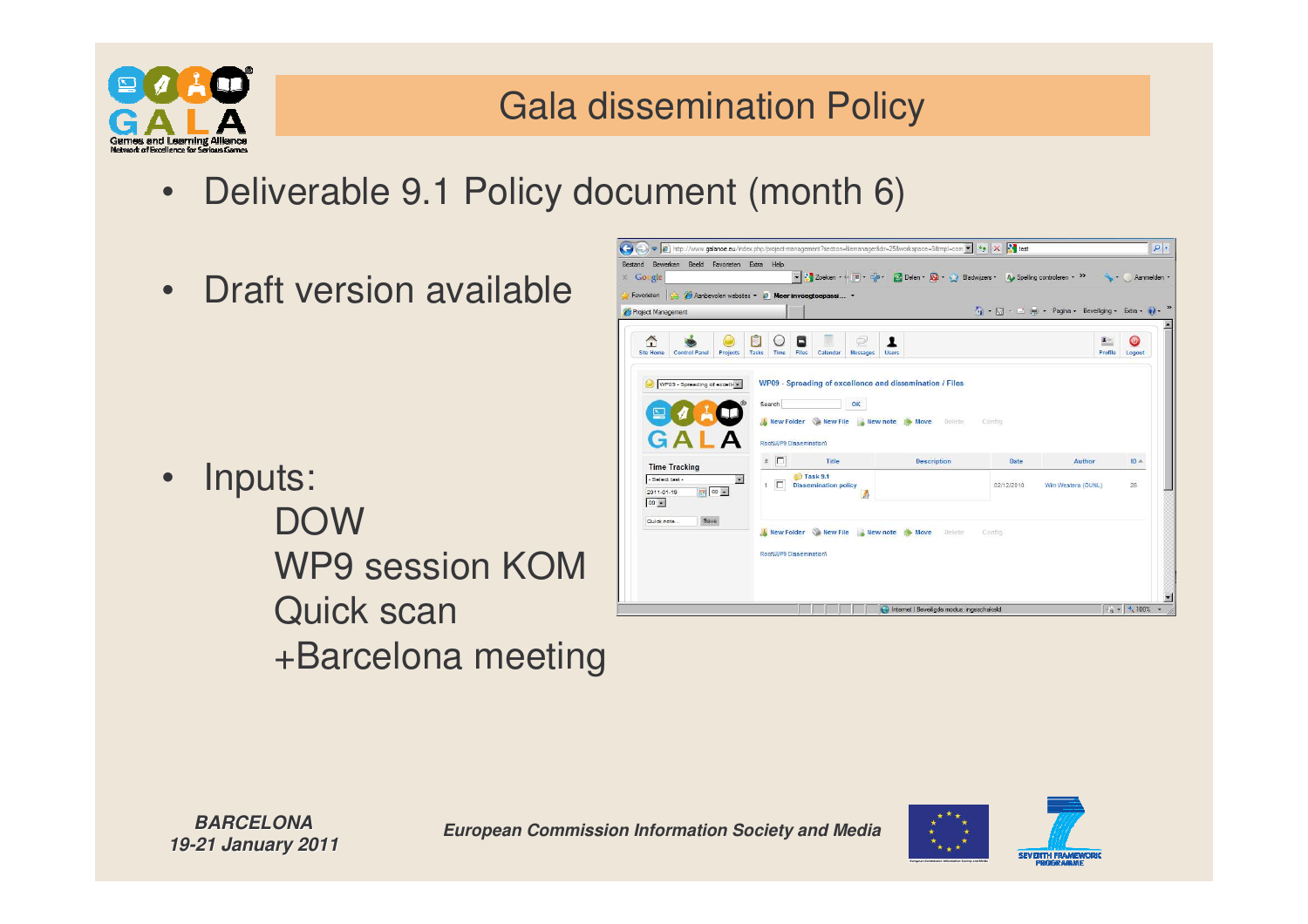# Gala dissemination Policy

- Deliverable 9.1 Policy document (month 6)
- Draft version available
- Inputs:
  DOW
  WP9 session KOM
  Quick scan
  +Barcelona meeting

***BARCELONA***
***19-21 January 2011***

***European Commission Information Society and Media***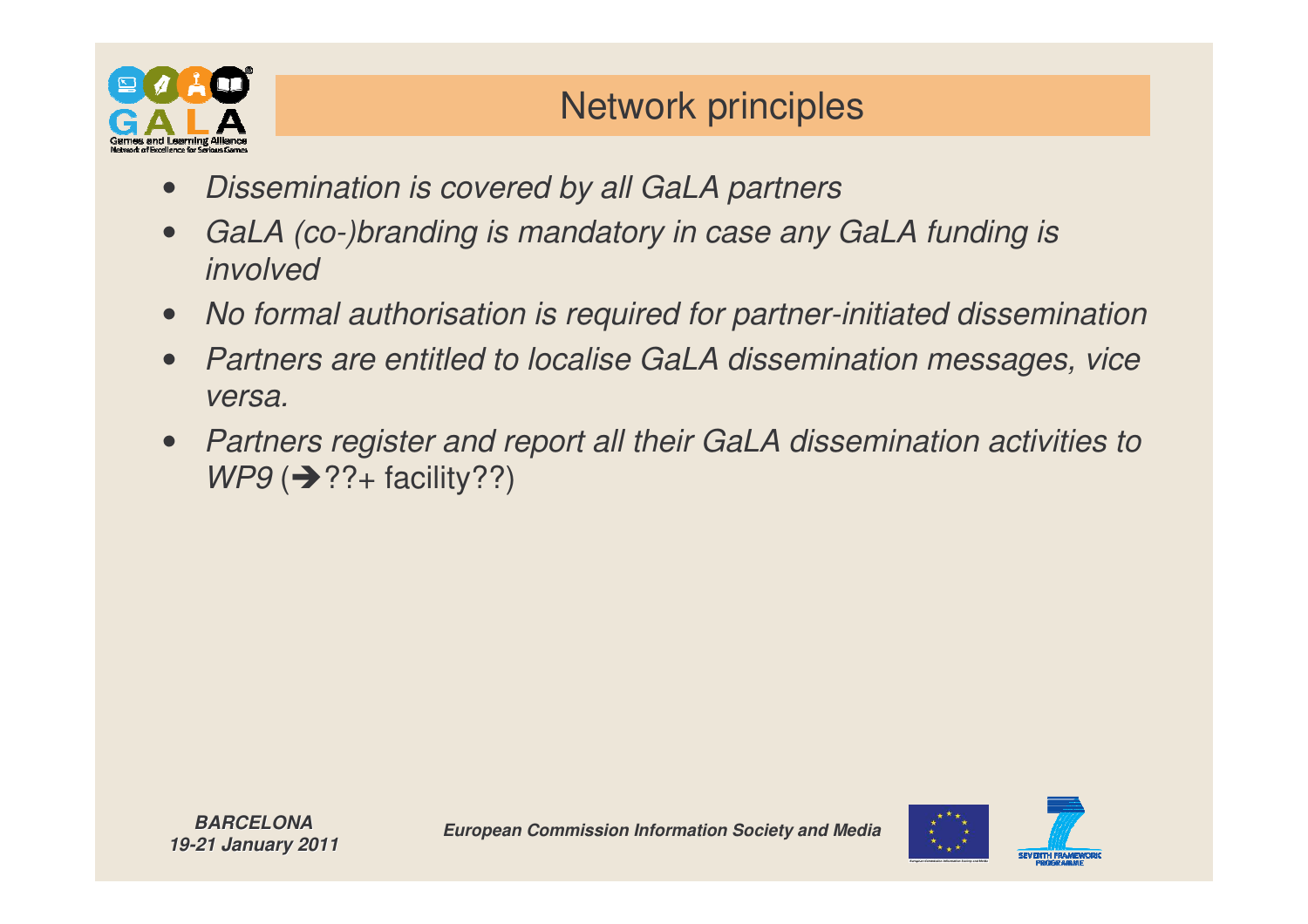# Network principles

- *Dissemination is covered by all GaLA partners*
- *GaLA (co-)branding is mandatory in case any GaLA funding is involved*
- *No formal authorisation is required for partner-initiated dissemination*
- *Partners are entitled to localise GaLA dissemination messages, vice versa.*
- *Partners register and report all their GaLA dissemination activities to WP9* (➔??+ facility??)

***BARCELONA 19-21 January 2011***

***European Commission Information Society and Media***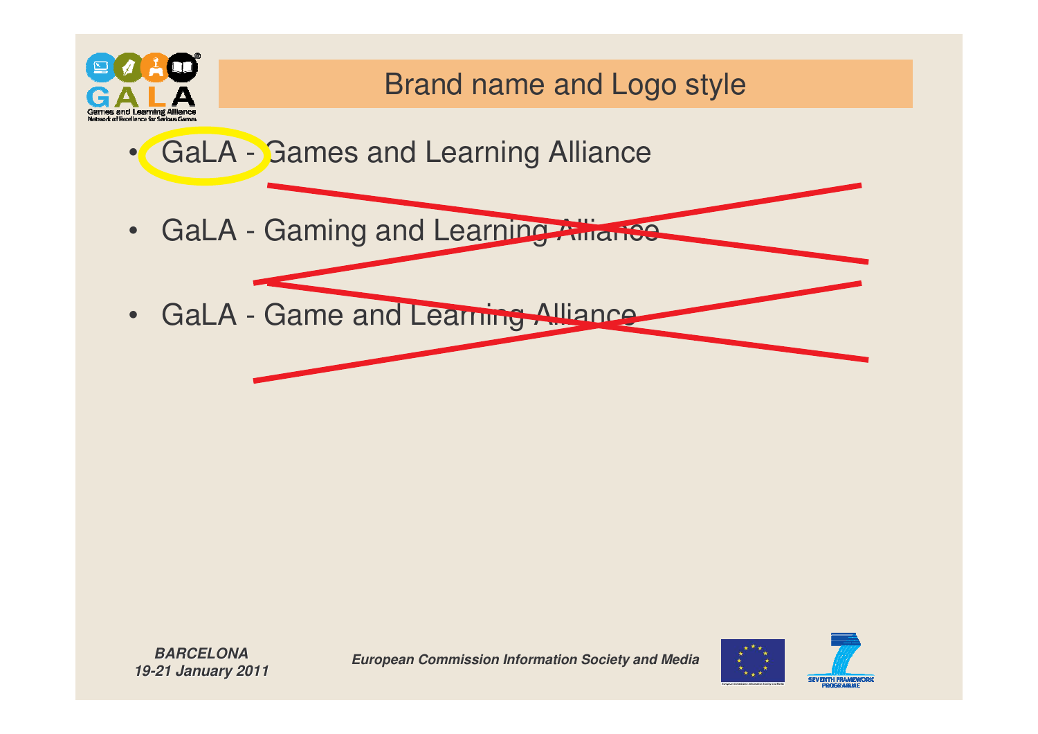## Brand name and Logo style

- GaLA - Games and Learning Alliance
- ~~GaLA - Gaming and Learning Alliance~~
- ~~GaLA - Game and Learning Alliance~~

***BARCELONA***
***19-21 January 2011***

***European Commission Information Society and Media***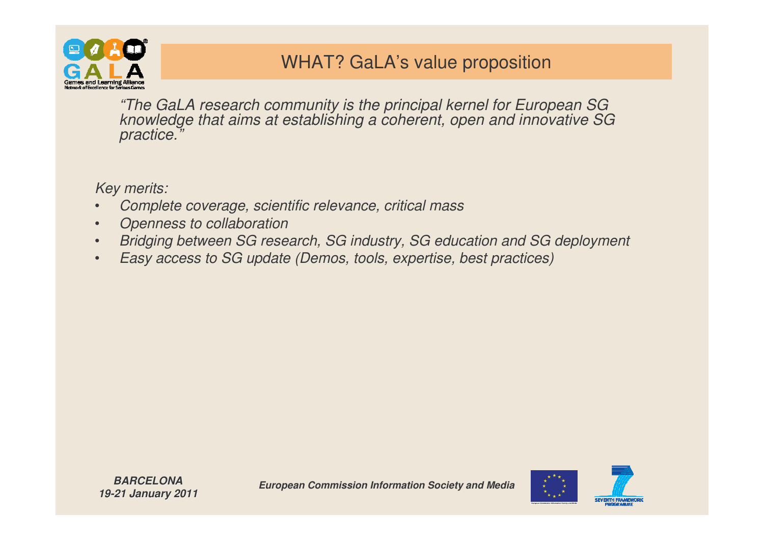# WHAT? GaLA's value proposition

*"The GaLA research community is the principal kernel for European SG knowledge that aims at establishing a coherent, open and innovative SG practice."*

*Key merits:*

- *Complete coverage, scientific relevance, critical mass*
- *Openness to collaboration*
- *Bridging between SG research, SG industry, SG education and SG deployment*
- *Easy access to SG update (Demos, tools, expertise, best practices)*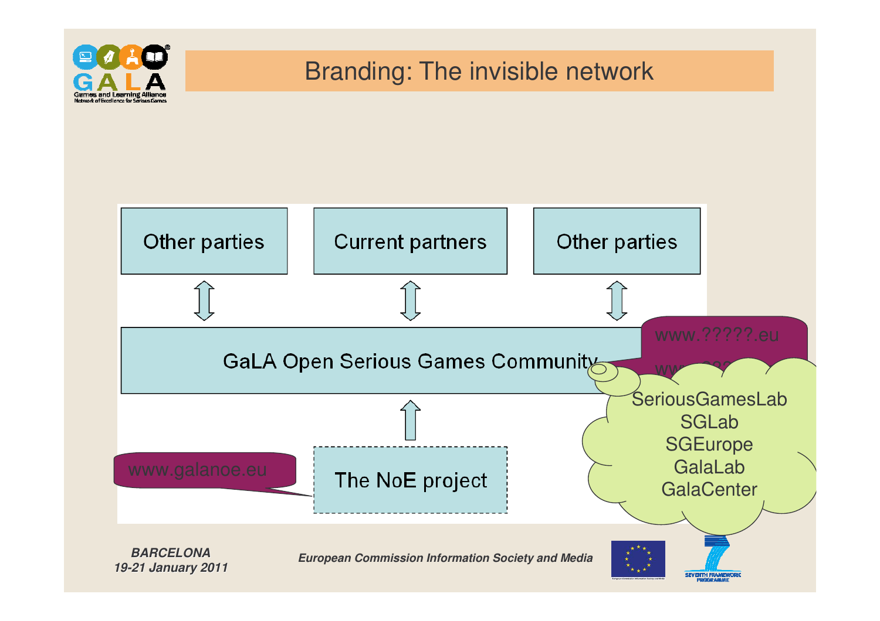# Branding: The invisible network

Other parties

Current partners

Other parties

GaLA Open Serious Games Community

www.?????.eu

ww...

SeriousGamesLab
SGLab
SGEurope
GalaLab
GalaCenter

www.galanoe.eu

The NoE project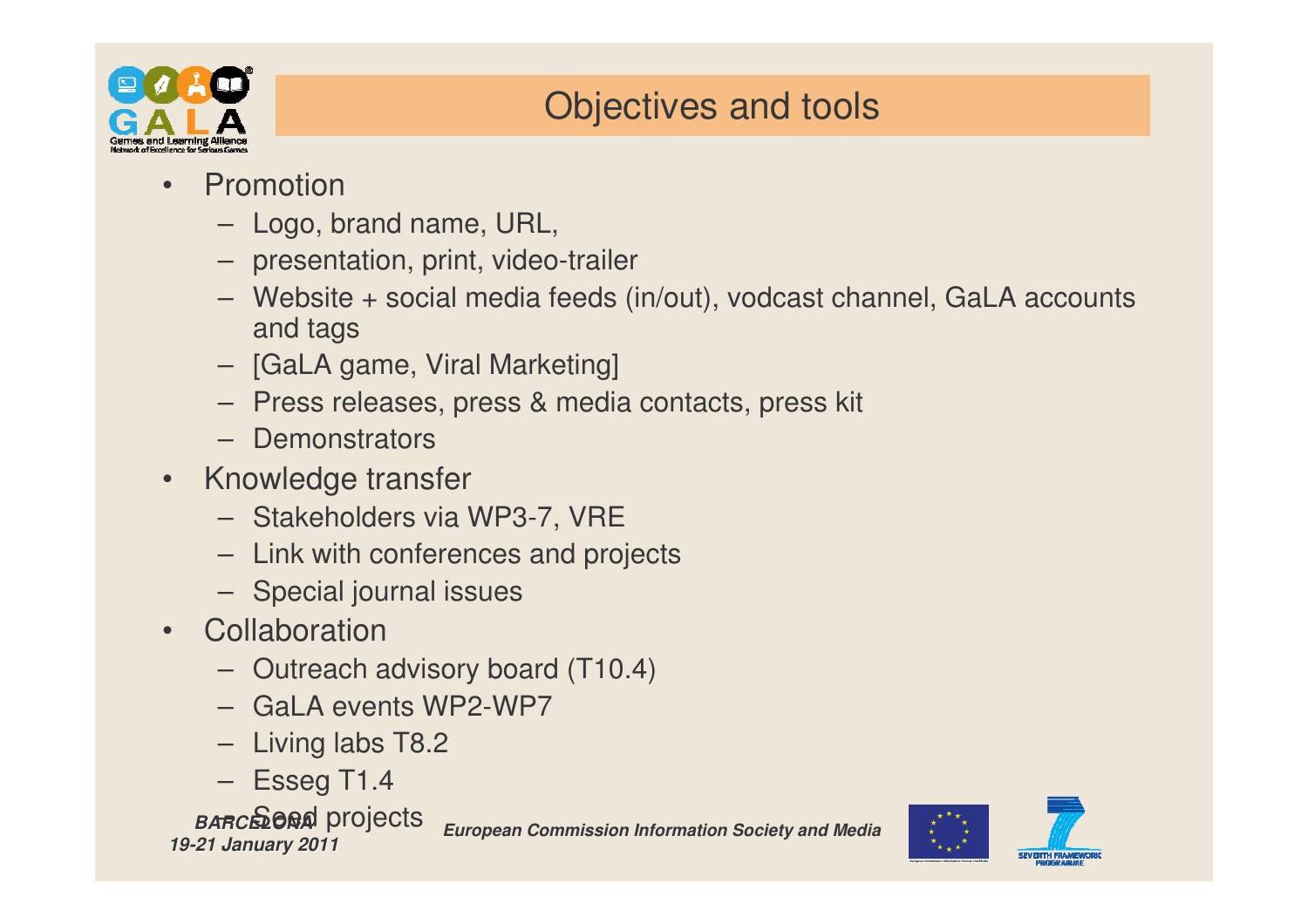# Objectives and tools

- Promotion
  - Logo, brand name, URL,
  - presentation, print, video-trailer
  - Website + social media feeds (in/out), vodcast channel, GaLA accounts and tags
  - [GaLA game, Viral Marketing]
  - Press releases, press & media contacts, press kit
  - Demonstrators
- Knowledge transfer
  - Stakeholders via WP3-7, VRE
  - Link with conferences and projects
  - Special journal issues
- Collaboration
  - Outreach advisory board (T10.4)
  - GaLA events WP2-WP7
  - Living labs T8.2
  - Esseg T1.4
  - Seed projects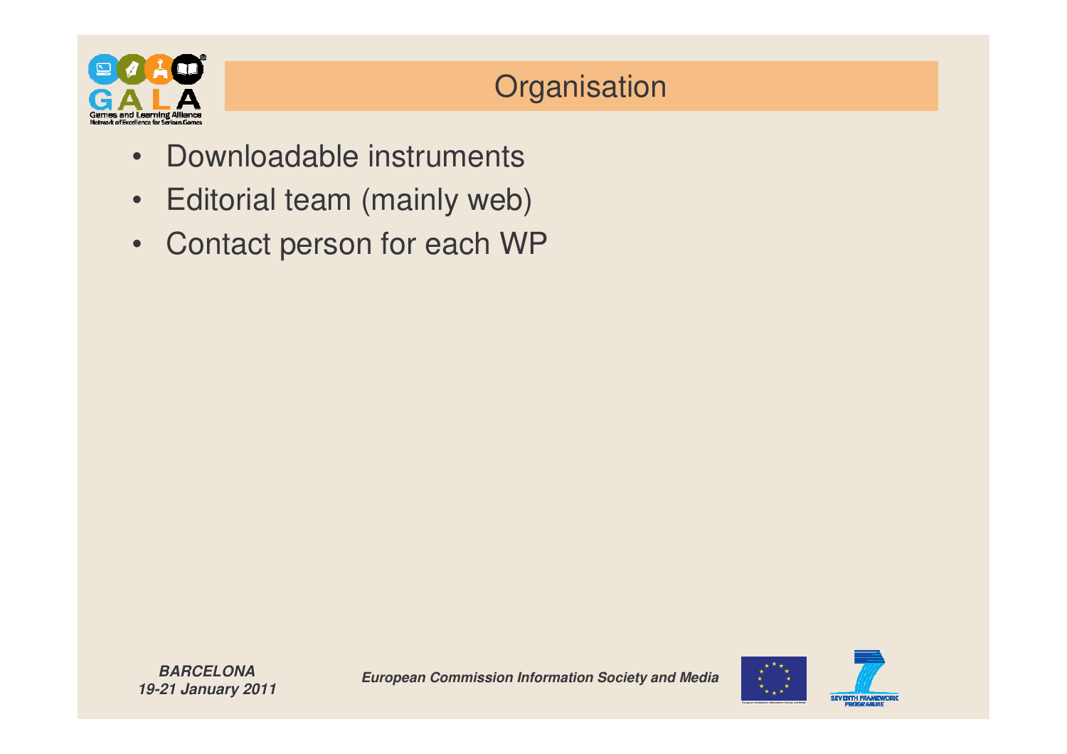# Organisation

- Downloadable instruments
- Editorial team (mainly web)
- Contact person for each WP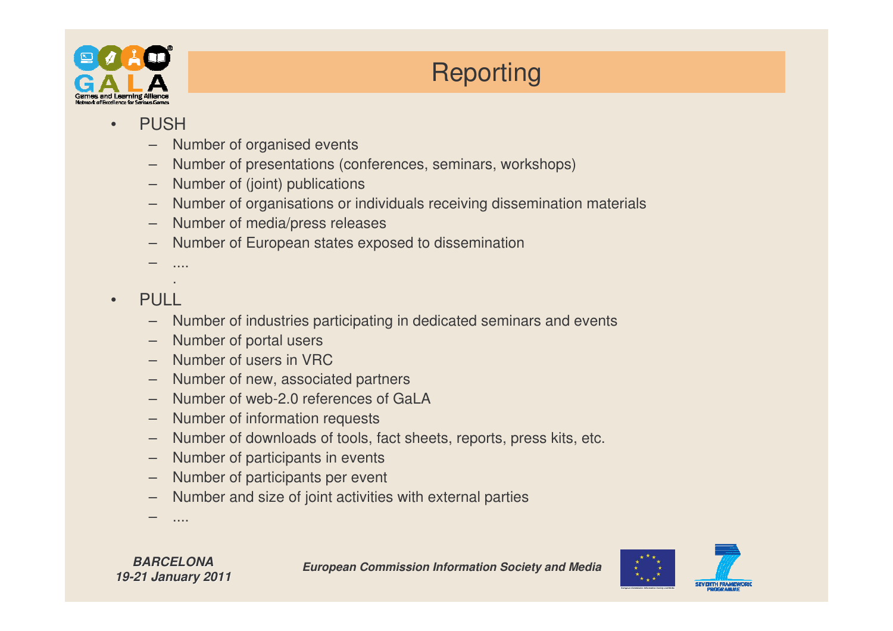# Reporting

- PUSH
  - Number of organised events
  - Number of presentations (conferences, seminars, workshops)
  - Number of (joint) publications
  - Number of organisations or individuals receiving dissemination materials
  - Number of media/press releases
  - Number of European states exposed to dissemination
  - ....
- PULL
  - Number of industries participating in dedicated seminars and events
  - Number of portal users
  - Number of users in VRC
  - Number of new, associated partners
  - Number of web-2.0 references of GaLA
  - Number of information requests
  - Number of downloads of tools, fact sheets, reports, press kits, etc.
  - Number of participants in events
  - Number of participants per event
  - Number and size of joint activities with external parties
  - ....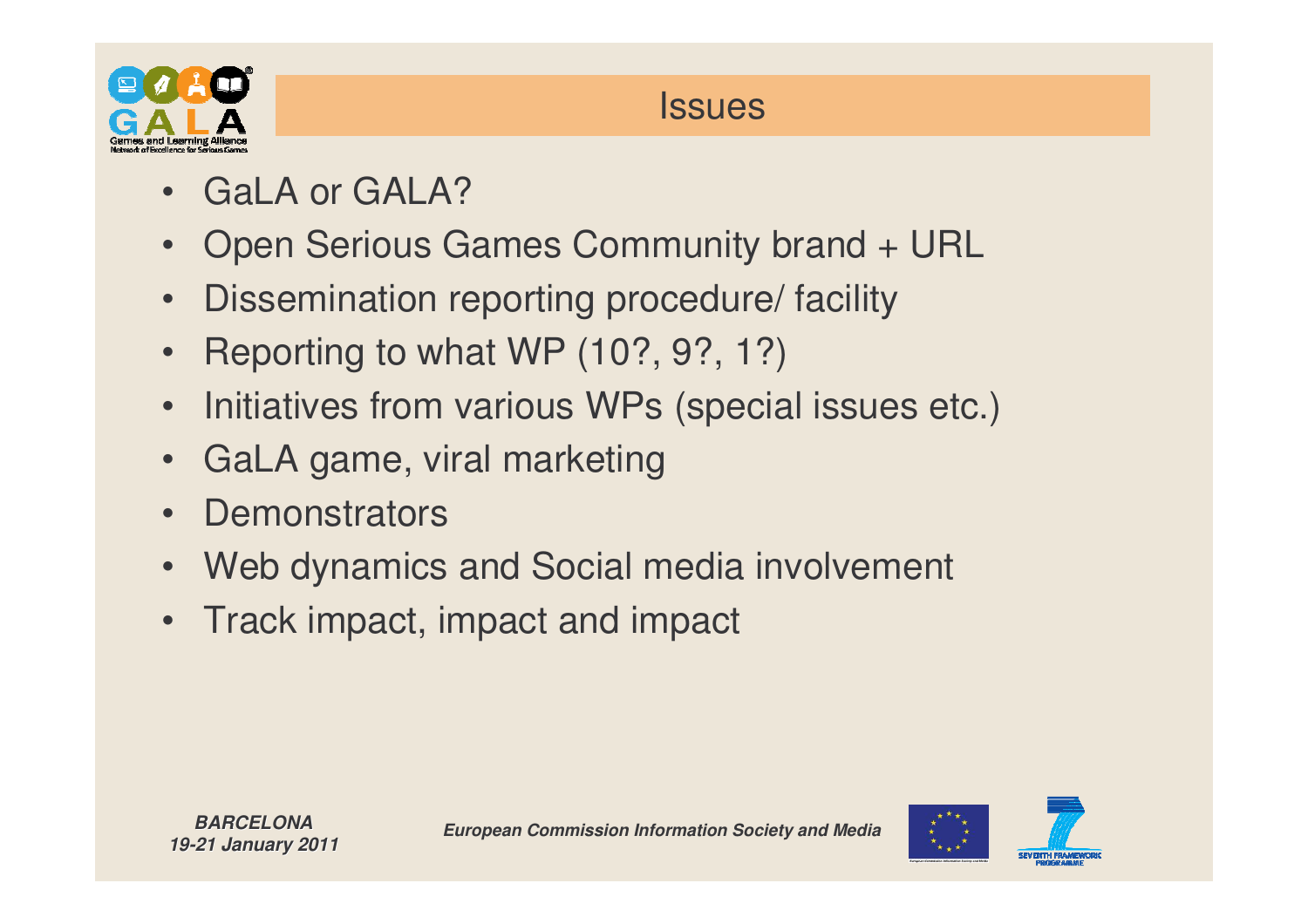# Issues

- GaLA or GALA?
- Open Serious Games Community brand + URL
- Dissemination reporting procedure/ facility
- Reporting to what WP (10?, 9?, 1?)
- Initiatives from various WPs (special issues etc.)
- GaLA game, viral marketing
- Demonstrators
- Web dynamics and Social media involvement
- Track impact, impact and impact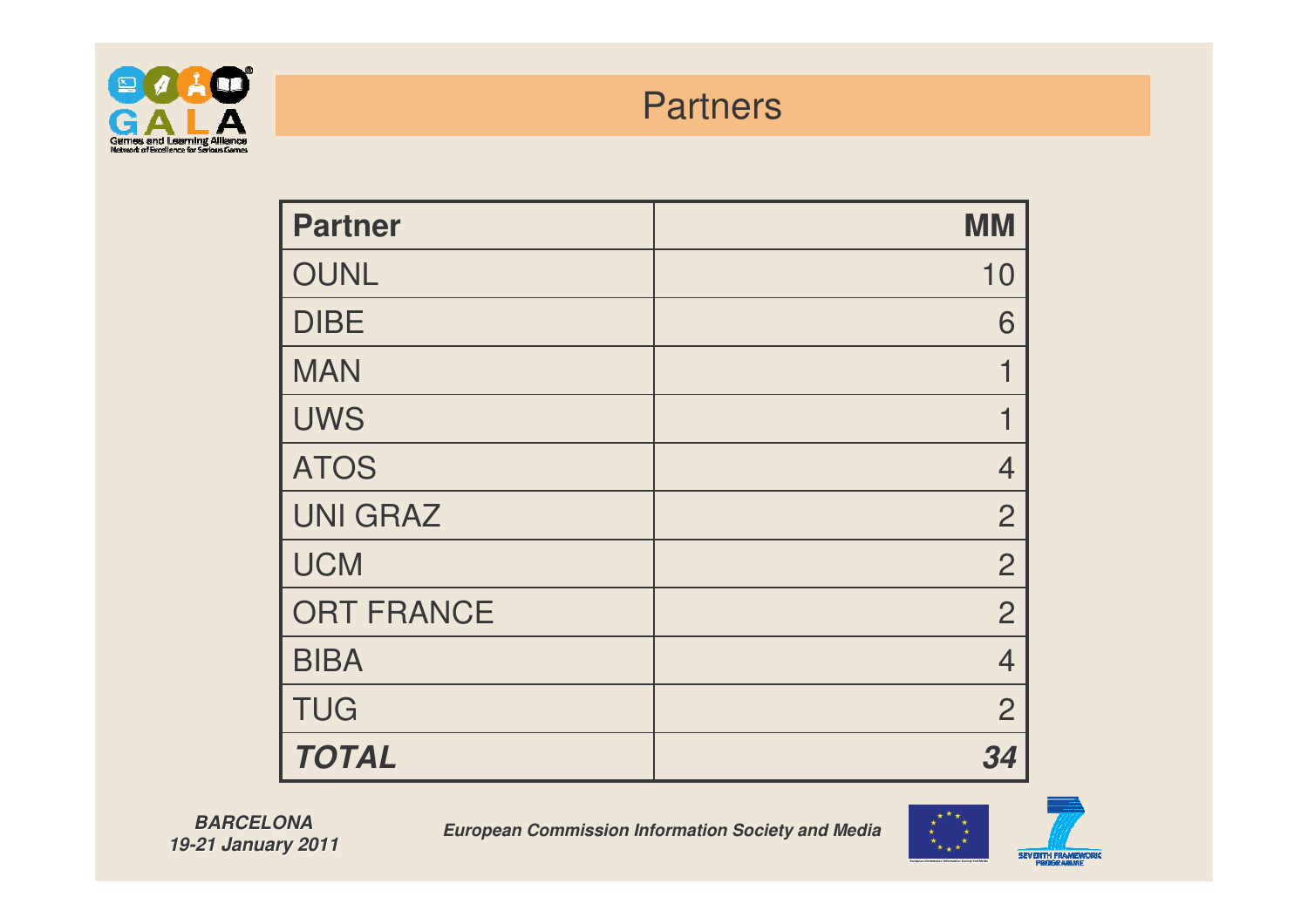# Partners

| Partner | MM |
|---|---:|
| OUNL | 10 |
| DIBE | 6 |
| MAN | 1 |
| UWS | 1 |
| ATOS | 4 |
| UNI GRAZ | 2 |
| UCM | 2 |
| ORT FRANCE | 2 |
| BIBA | 4 |
| TUG | 2 |
| ***TOTAL*** | ***34*** |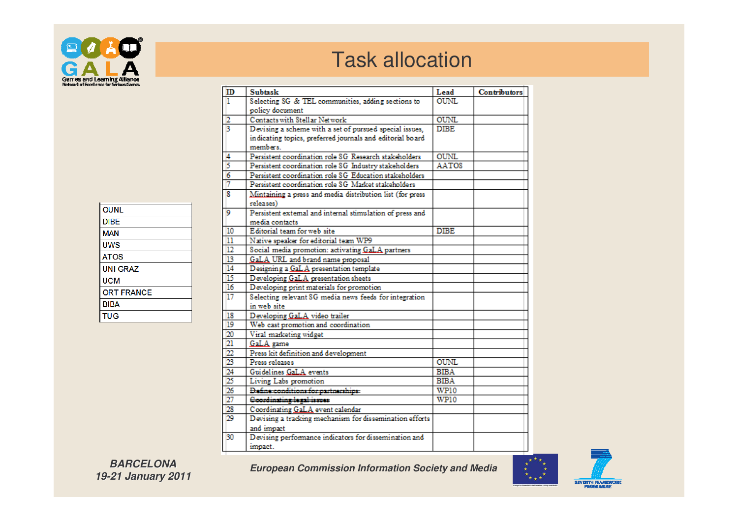# Task allocation

| ID | Subtask | Lead | Contributors |
|---|---|---|---|
| 1 | Selecting SG & TEL communities, adding sections to policy document | OUNL | |
| 2 | Contacts with Stellar Network | OUNL | |
| 3 | Devising a scheme with a set of pursued special issues, indicating topics, preferred journals and editorial board members. | DIBE | |
| 4 | Persistent coordination role SG Research stakeholders | OUNL | |
| 5 | Persistent coordination role SG Industry stakeholders | AATOS | |
| 6 | Persistent coordination role SG Education stakeholders | | |
| 7 | Persistent coordination role SG Market stakeholders | | |
| 8 | Mintaining a press and media distribution list (for press releases) | | |
| 9 | Persistent external and internal stimulation of press and media contacts | | |
| 10 | Editorial team for web site | DIBE | |
| 11 | Native speaker for editorial team WP9 | | |
| 12 | Social media promotion: activating GaLA partners | | |
| 13 | GaLA URL and brand name proposal | | |
| 14 | Designing a GaLA presentation template | | |
| 15 | Developing GaLA presentation sheets | | |
| 16 | Developing print materials for promotion | | |
| 17 | Selecting relevant SG media news feeds for integration in web site | | |
| 18 | Developing GaLA video trailer | | |
| 19 | Web cast promotion and coordination | | |
| 20 | Viral marketing widget | | |
| 21 | GaLA game | | |
| 22 | Press kit definition and development | | |
| 23 | Press releases | OUNL | |
| 24 | Guidelines GaLA events | BIBA | |
| 25 | Living Labs promotion | BIBA | |
| 26 | ~~Define conditions for partnerships~~ | WP10 | |
| 27 | ~~Coordinating legal issues~~ | WP10 | |
| 28 | Coordinating GaLA event calendar | | |
| 29 | Devising a tracking mechanism for dissemination efforts and impact | | |
| 30 | Devising performance indicators for dissemination and impact. | | |

| |
|---|
| OUNL |
| DIBE |
| MAN |
| UWS |
| ATOS |
| UNI GRAZ |
| UCM |
| ORT FRANCE |
| BIBA |
| TUG |

***BARCELONA***
***19-21 January 2011***

***European Commission Information Society and Media***